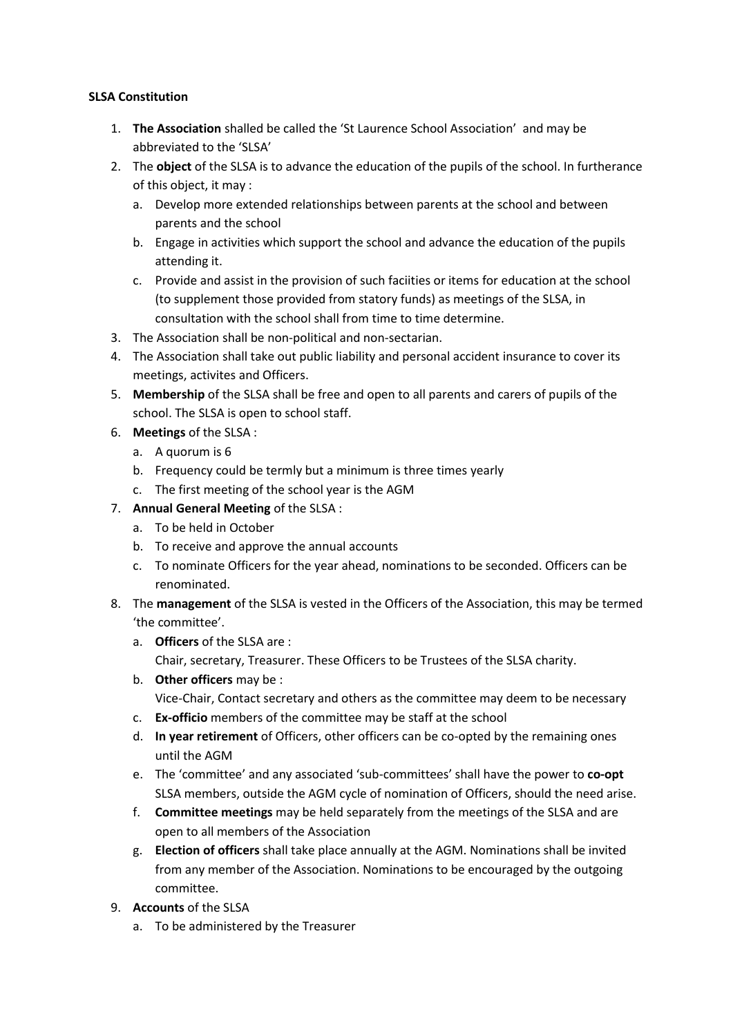**SLSA Constitution**

1. **The Association** shalled be called the 'St Laurence School Association' and may be abbreviated to the 'SLSA'
2. The **object** of the SLSA is to advance the education of the pupils of the school. In furtherance of this object, it may :
   a. Develop more extended relationships between parents at the school and between parents and the school
   b. Engage in activities which support the school and advance the education of the pupils attending it.
   c. Provide and assist in the provision of such faciities or items for education at the school (to supplement those provided from statory funds) as meetings of the SLSA, in consultation with the school shall from time to time determine.
3. The Association shall be non-political and non-sectarian.
4. The Association shall take out public liability and personal accident insurance to cover its meetings, activites and Officers.
5. **Membership** of the SLSA shall be free and open to all parents and carers of pupils of the school. The SLSA is open to school staff.
6. **Meetings** of the SLSA :
   a. A quorum is 6
   b. Frequency could be termly but a minimum is three times yearly
   c. The first meeting of the school year is the AGM
7. **Annual General Meeting** of the SLSA :
   a. To be held in October
   b. To receive and approve the annual accounts
   c. To nominate Officers for the year ahead, nominations to be seconded. Officers can be renominated.
8. The **management** of the SLSA is vested in the Officers of the Association, this may be termed 'the committee'.
   a. **Officers** of the SLSA are :
      Chair, secretary, Treasurer. These Officers to be Trustees of the SLSA charity.
   b. **Other officers** may be :
      Vice-Chair, Contact secretary and others as the committee may deem to be necessary
   c. **Ex-officio** members of the committee may be staff at the school
   d. **In year retirement** of Officers, other officers can be co-opted by the remaining ones until the AGM
   e. The 'committee' and any associated 'sub-committees' shall have the power to **co-opt** SLSA members, outside the AGM cycle of nomination of Officers, should the need arise.
   f. **Committee meetings** may be held separately from the meetings of the SLSA and are open to all members of the Association
   g. **Election of officers** shall take place annually at the AGM. Nominations shall be invited from any member of the Association. Nominations to be encouraged by the outgoing committee.
9. **Accounts** of the SLSA
   a. To be administered by the Treasurer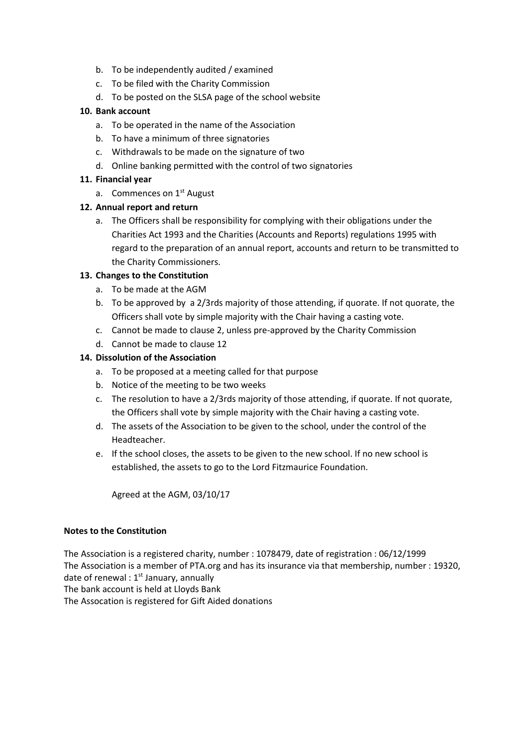b. To be independently audited / examined
c. To be filed with the Charity Commission
d. To be posted on the SLSA page of the school website

**10. Bank account**

a. To be operated in the name of the Association
b. To have a minimum of three signatories
c. Withdrawals to be made on the signature of two
d. Online banking permitted with the control of two signatories

**11. Financial year**

a. Commences on 1st August

**12. Annual report and return**

a. The Officers shall be responsibility for complying with their obligations under the Charities Act 1993 and the Charities (Accounts and Reports) regulations 1995 with regard to the preparation of an annual report, accounts and return to be transmitted to the Charity Commissioners.

**13. Changes to the Constitution**

a. To be made at the AGM
b. To be approved by a 2/3rds majority of those attending, if quorate. If not quorate, the Officers shall vote by simple majority with the Chair having a casting vote.
c. Cannot be made to clause 2, unless pre-approved by the Charity Commission
d. Cannot be made to clause 12

**14. Dissolution of the Association**

a. To be proposed at a meeting called for that purpose
b. Notice of the meeting to be two weeks
c. The resolution to have a 2/3rds majority of those attending, if quorate. If not quorate, the Officers shall vote by simple majority with the Chair having a casting vote.
d. The assets of the Association to be given to the school, under the control of the Headteacher.
e. If the school closes, the assets to be given to the new school. If no new school is established, the assets to go to the Lord Fitzmaurice Foundation.

Agreed at the AGM, 03/10/17

**Notes to the Constitution**

The Association is a registered charity, number : 1078479, date of registration : 06/12/1999
The Association is a member of PTA.org and has its insurance via that membership, number : 19320, date of renewal : 1st January, annually
The bank account is held at Lloyds Bank
The Assocation is registered for Gift Aided donations